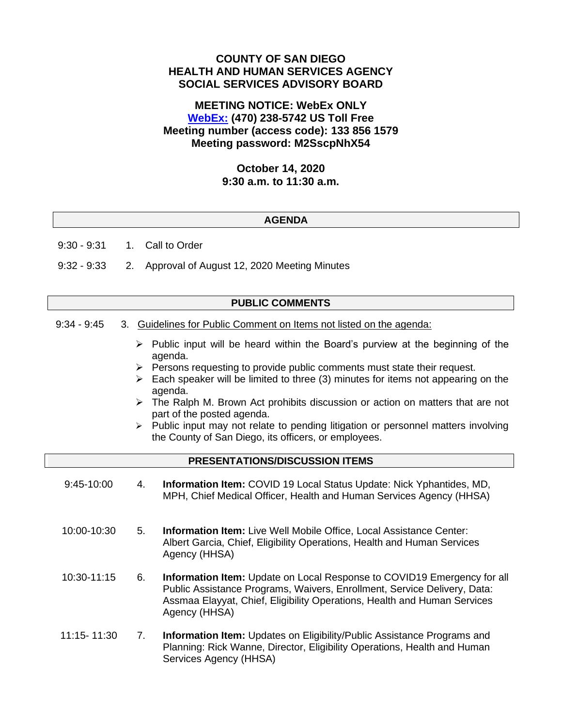# COUNTY OF SAN DIEGO
# HEALTH AND HUMAN SERVICES AGENCY
# SOCIAL SERVICES ADVISORY BOARD

**MEETING NOTICE: WebEx ONLY**
**WebEx: (470) 238-5742 US Toll Free**
**Meeting number (access code): 133 856 1579**
**Meeting password: M2SscpNhX54**

**October 14, 2020**
**9:30 a.m. to 11:30 a.m.**

## AGENDA

9:30 - 9:31 1. Call to Order

9:32 - 9:33 2. Approval of August 12, 2020 Meeting Minutes

## PUBLIC COMMENTS

9:34 - 9:45 3. Guidelines for Public Comment on Items not listed on the agenda:

- Public input will be heard within the Board's purview at the beginning of the agenda.
- Persons requesting to provide public comments must state their request.
- Each speaker will be limited to three (3) minutes for items not appearing on the agenda.
- The Ralph M. Brown Act prohibits discussion or action on matters that are not part of the posted agenda.
- Public input may not relate to pending litigation or personnel matters involving the County of San Diego, its officers, or employees.

## PRESENTATIONS/DISCUSSION ITEMS

9:45-10:00 4. **Information Item:** COVID 19 Local Status Update: Nick Yphantides, MD, MPH, Chief Medical Officer, Health and Human Services Agency (HHSA)

10:00-10:30 5. **Information Item:** Live Well Mobile Office, Local Assistance Center: Albert Garcia, Chief, Eligibility Operations, Health and Human Services Agency (HHSA)

10:30-11:15 6. **Information Item:** Update on Local Response to COVID19 Emergency for all Public Assistance Programs, Waivers, Enrollment, Service Delivery, Data: Assmaa Elayyat, Chief, Eligibility Operations, Health and Human Services Agency (HHSA)

11:15- 11:30 7. **Information Item:** Updates on Eligibility/Public Assistance Programs and Planning: Rick Wanne, Director, Eligibility Operations, Health and Human Services Agency (HHSA)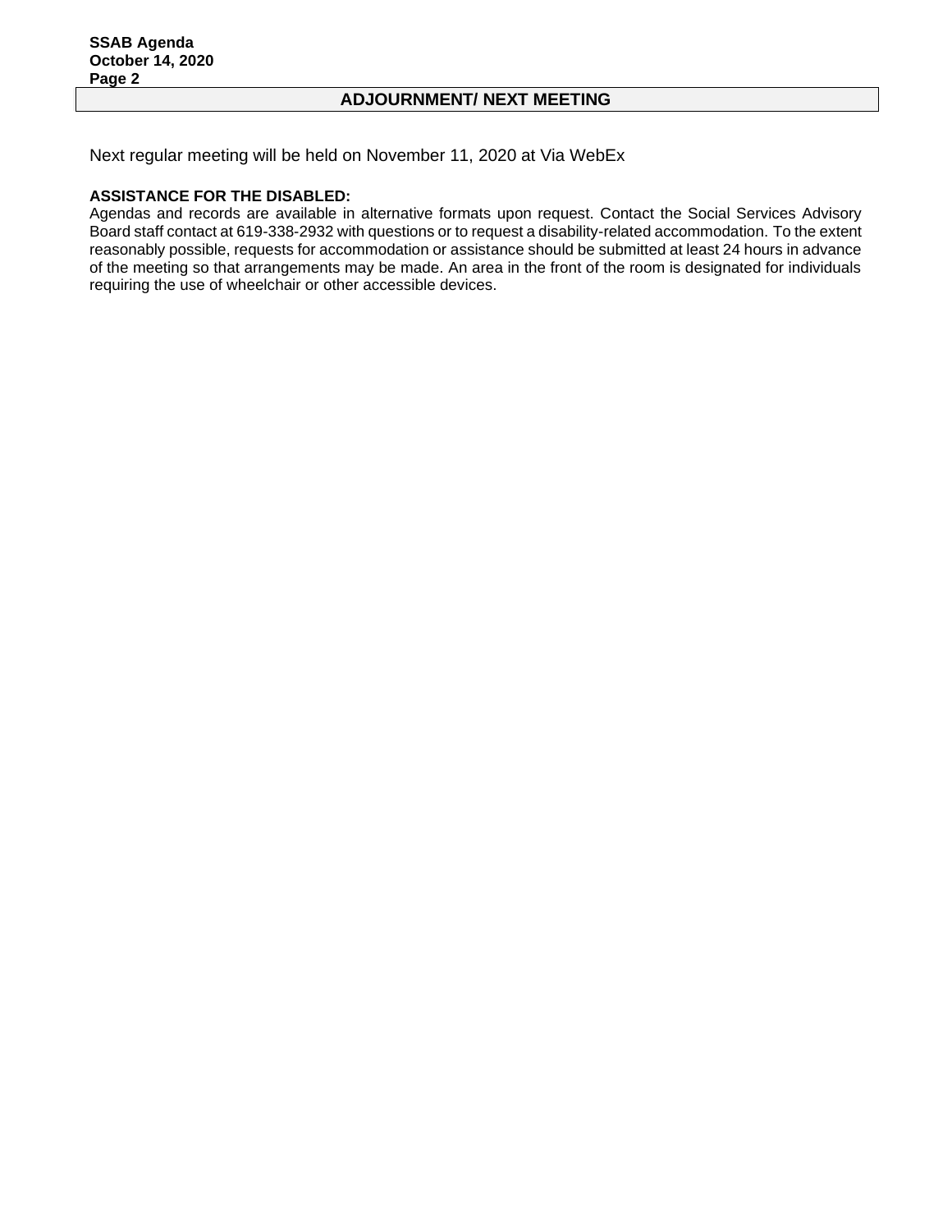## ADJOURNMENT/ NEXT MEETING

Next regular meeting will be held on November 11, 2020 at Via WebEx

**ASSISTANCE FOR THE DISABLED:**

Agendas and records are available in alternative formats upon request. Contact the Social Services Advisory Board staff contact at 619-338-2932 with questions or to request a disability-related accommodation. To the extent reasonably possible, requests for accommodation or assistance should be submitted at least 24 hours in advance of the meeting so that arrangements may be made. An area in the front of the room is designated for individuals requiring the use of wheelchair or other accessible devices.